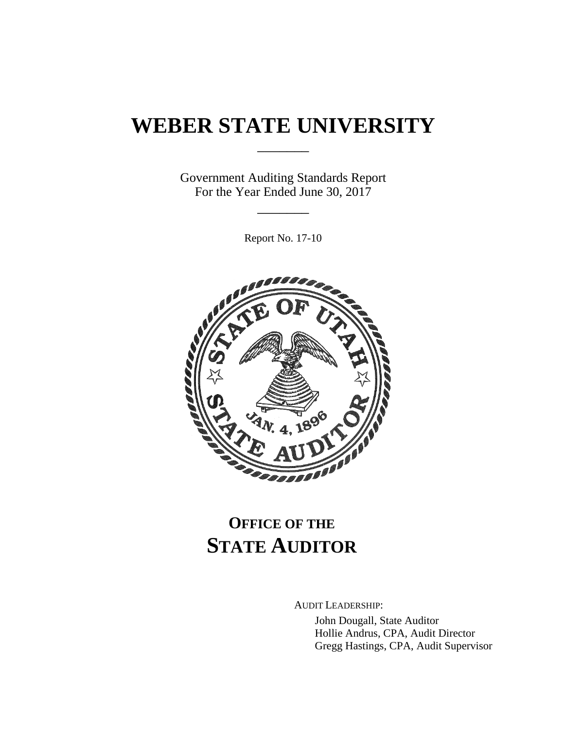# WEBER STATE UNIVERSITY

Government Auditing Standards Report
For the Year Ended June 30, 2017

Report No. 17-10

## OFFICE OF THE STATE AUDITOR

AUDIT LEADERSHIP:

John Dougall, State Auditor
Hollie Andrus, CPA, Audit Director
Gregg Hastings, CPA, Audit Supervisor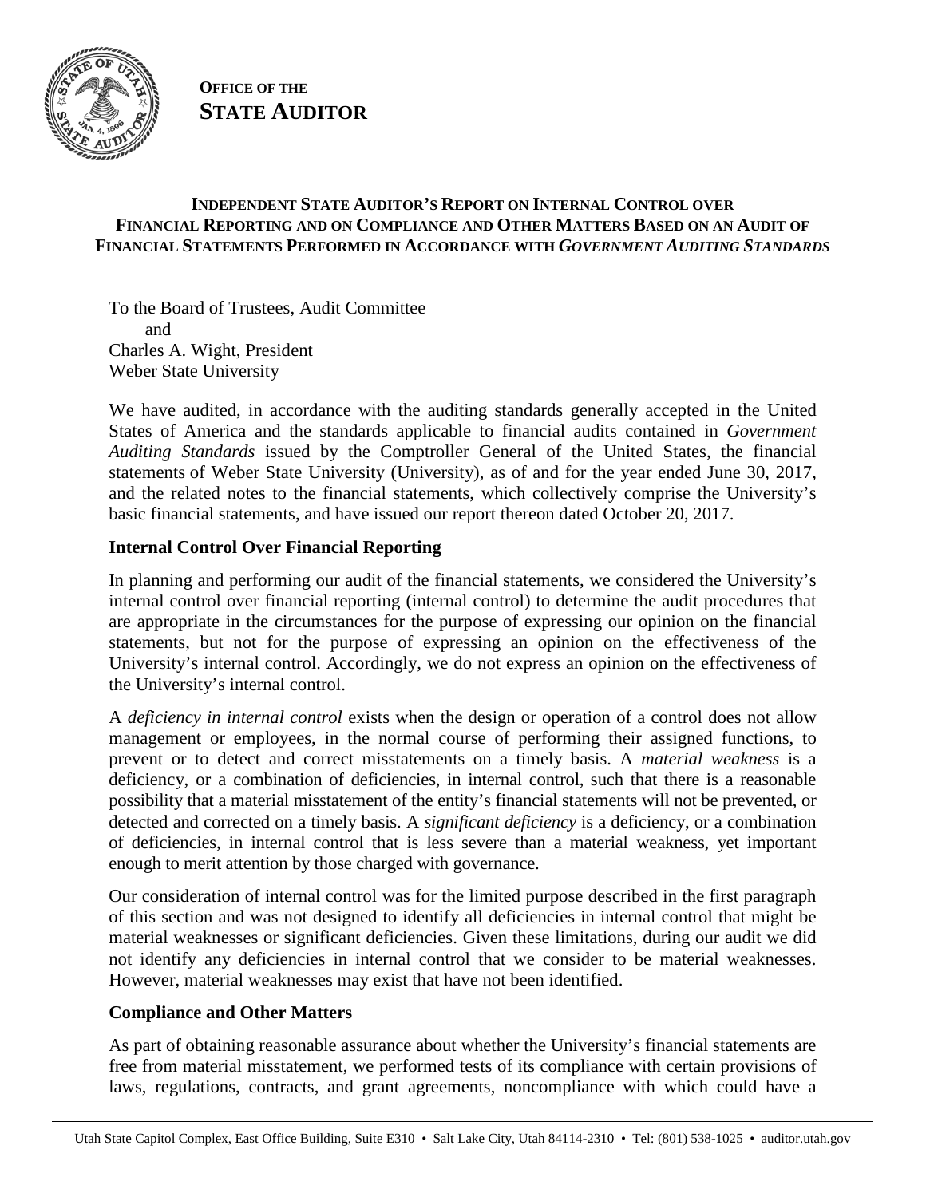**OFFICE OF THE**
**STATE AUDITOR**

## INDEPENDENT STATE AUDITOR'S REPORT ON INTERNAL CONTROL OVER FINANCIAL REPORTING AND ON COMPLIANCE AND OTHER MATTERS BASED ON AN AUDIT OF FINANCIAL STATEMENTS PERFORMED IN ACCORDANCE WITH *GOVERNMENT AUDITING STANDARDS*

To the Board of Trustees, Audit Committee
and
Charles A. Wight, President
Weber State University

We have audited, in accordance with the auditing standards generally accepted in the United States of America and the standards applicable to financial audits contained in *Government Auditing Standards* issued by the Comptroller General of the United States, the financial statements of Weber State University (University), as of and for the year ended June 30, 2017, and the related notes to the financial statements, which collectively comprise the University's basic financial statements, and have issued our report thereon dated October 20, 2017.

### Internal Control Over Financial Reporting

In planning and performing our audit of the financial statements, we considered the University's internal control over financial reporting (internal control) to determine the audit procedures that are appropriate in the circumstances for the purpose of expressing our opinion on the financial statements, but not for the purpose of expressing an opinion on the effectiveness of the University's internal control. Accordingly, we do not express an opinion on the effectiveness of the University's internal control.

A *deficiency in internal control* exists when the design or operation of a control does not allow management or employees, in the normal course of performing their assigned functions, to prevent or to detect and correct misstatements on a timely basis. A *material weakness* is a deficiency, or a combination of deficiencies, in internal control, such that there is a reasonable possibility that a material misstatement of the entity's financial statements will not be prevented, or detected and corrected on a timely basis. A *significant deficiency* is a deficiency, or a combination of deficiencies, in internal control that is less severe than a material weakness, yet important enough to merit attention by those charged with governance.

Our consideration of internal control was for the limited purpose described in the first paragraph of this section and was not designed to identify all deficiencies in internal control that might be material weaknesses or significant deficiencies. Given these limitations, during our audit we did not identify any deficiencies in internal control that we consider to be material weaknesses. However, material weaknesses may exist that have not been identified.

### Compliance and Other Matters

As part of obtaining reasonable assurance about whether the University's financial statements are free from material misstatement, we performed tests of its compliance with certain provisions of laws, regulations, contracts, and grant agreements, noncompliance with which could have a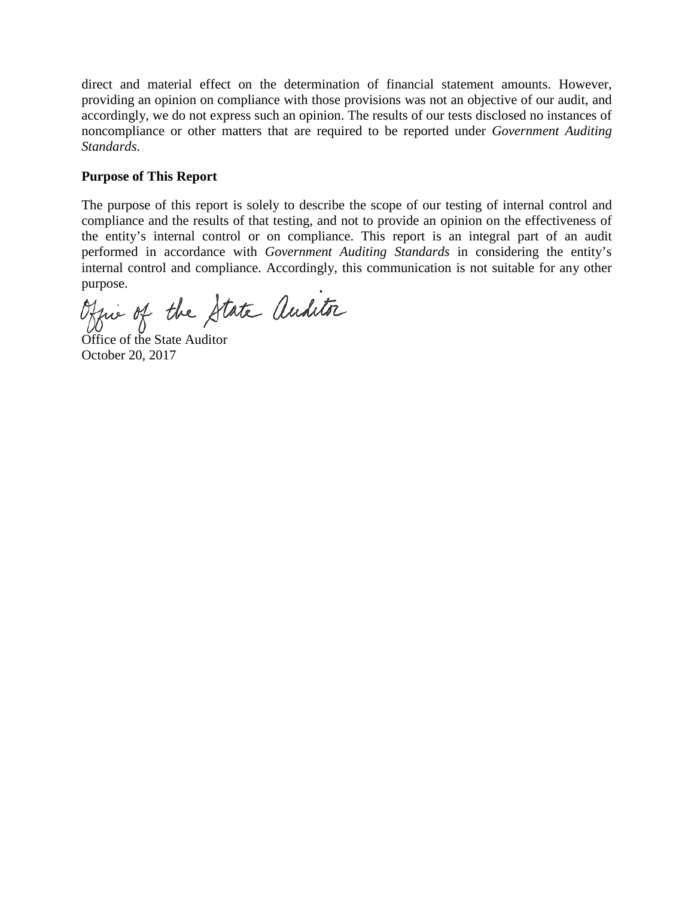direct and material effect on the determination of financial statement amounts. However, providing an opinion on compliance with those provisions was not an objective of our audit, and accordingly, we do not express such an opinion. The results of our tests disclosed no instances of noncompliance or other matters that are required to be reported under *Government Auditing Standards*.

**Purpose of This Report**

The purpose of this report is solely to describe the scope of our testing of internal control and compliance and the results of that testing, and not to provide an opinion on the effectiveness of the entity's internal control or on compliance. This report is an integral part of an audit performed in accordance with *Government Auditing Standards* in considering the entity's internal control and compliance. Accordingly, this communication is not suitable for any other purpose.

Office of the State Auditor

Office of the State Auditor
October 20, 2017